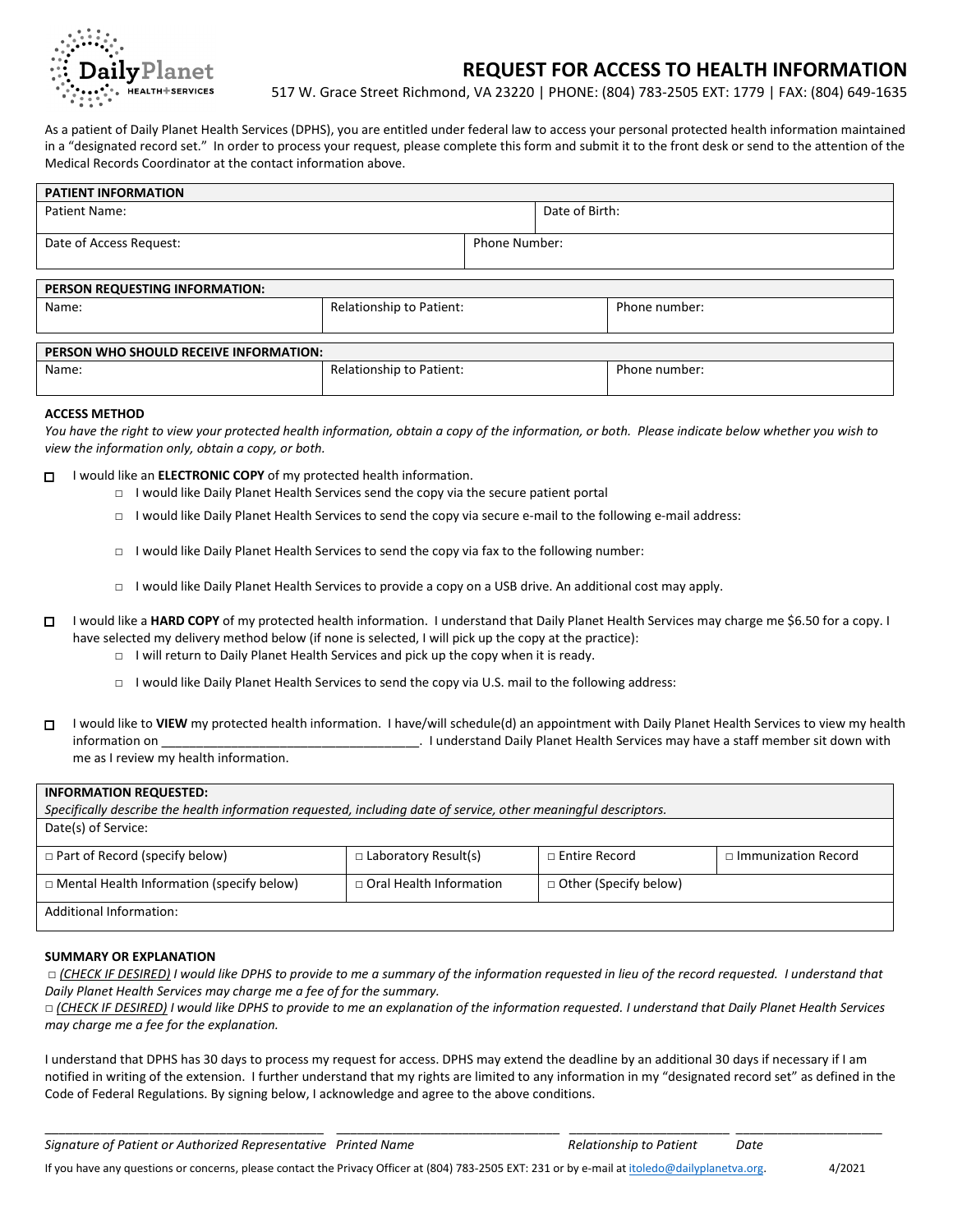# REQUEST FOR ACCESS TO HEALTH INFORMATION

DailyPlanet HEALTH+SERVICES

517 W. Grace Street Richmond, VA 23220 | PHONE: (804) 783-2505 EXT: 1779 | FAX: (804) 649-1635

As a patient of Daily Planet Health Services (DPHS), you are entitled under federal law to access your personal protected health information maintained in a "designated record set." In order to process your request, please complete this form and submit it to the front desk or send to the attention of the Medical Records Coordinator at the contact information above.

| PATIENT INFORMATION | |
|---|---|
| Patient Name: | Date of Birth: |
| Date of Access Request: | Phone Number: |

| PERSON REQUESTING INFORMATION: | | |
|---|---|---|
| Name: | Relationship to Patient: | Phone number: |

| PERSON WHO SHOULD RECEIVE INFORMATION: | | |
|---|---|---|
| Name: | Relationship to Patient: | Phone number: |

**ACCESS METHOD**

*You have the right to view your protected health information, obtain a copy of the information, or both. Please indicate below whether you wish to view the information only, obtain a copy, or both.*

☐ I would like an **ELECTRONIC COPY** of my protected health information.
- ☐ I would like Daily Planet Health Services send the copy via the secure patient portal
- ☐ I would like Daily Planet Health Services to send the copy via secure e-mail to the following e-mail address:
- ☐ I would like Daily Planet Health Services to send the copy via fax to the following number:
- ☐ I would like Daily Planet Health Services to provide a copy on a USB drive. An additional cost may apply.

☐ I would like a **HARD COPY** of my protected health information. I understand that Daily Planet Health Services may charge me $6.50 for a copy. I have selected my delivery method below (if none is selected, I will pick up the copy at the practice):
- ☐ I will return to Daily Planet Health Services and pick up the copy when it is ready.
- ☐ I would like Daily Planet Health Services to send the copy via U.S. mail to the following address:

☐ I would like to **VIEW** my protected health information. I have/will schedule(d) an appointment with Daily Planet Health Services to view my health information on ____________________________________. I understand Daily Planet Health Services may have a staff member sit down with me as I review my health information.

| INFORMATION REQUESTED: *Specifically describe the health information requested, including date of service, other meaningful descriptors.* | | | |
|---|---|---|---|
| Date(s) of Service: | | | |
| ☐ Part of Record (specify below) | ☐ Laboratory Result(s) | ☐ Entire Record | ☐ Immunization Record |
| ☐ Mental Health Information (specify below) | ☐ Oral Health Information | ☐ Other (Specify below) | |
| Additional Information: | | | |

**SUMMARY OR EXPLANATION**

☐ *(CHECK IF DESIRED) I would like DPHS to provide to me a summary of the information requested in lieu of the record requested. I understand that Daily Planet Health Services may charge me a fee of for the summary.*

☐ *(CHECK IF DESIRED) I would like DPHS to provide to me an explanation of the information requested. I understand that Daily Planet Health Services may charge me a fee for the explanation.*

I understand that DPHS has 30 days to process my request for access. DPHS may extend the deadline by an additional 30 days if necessary if I am notified in writing of the extension. I further understand that my rights are limited to any information in my "designated record set" as defined in the Code of Federal Regulations. By signing below, I acknowledge and agree to the above conditions.

_______________________________________ _______________________________ ______________________ ____________________

*Signature of Patient or Authorized Representative* *Printed Name* *Relationship to Patient* *Date*

If you have any questions or concerns, please contact the Privacy Officer at (804) 783-2505 EXT: 231 or by e-mail at itoledo@dailyplanetva.org. 4/2021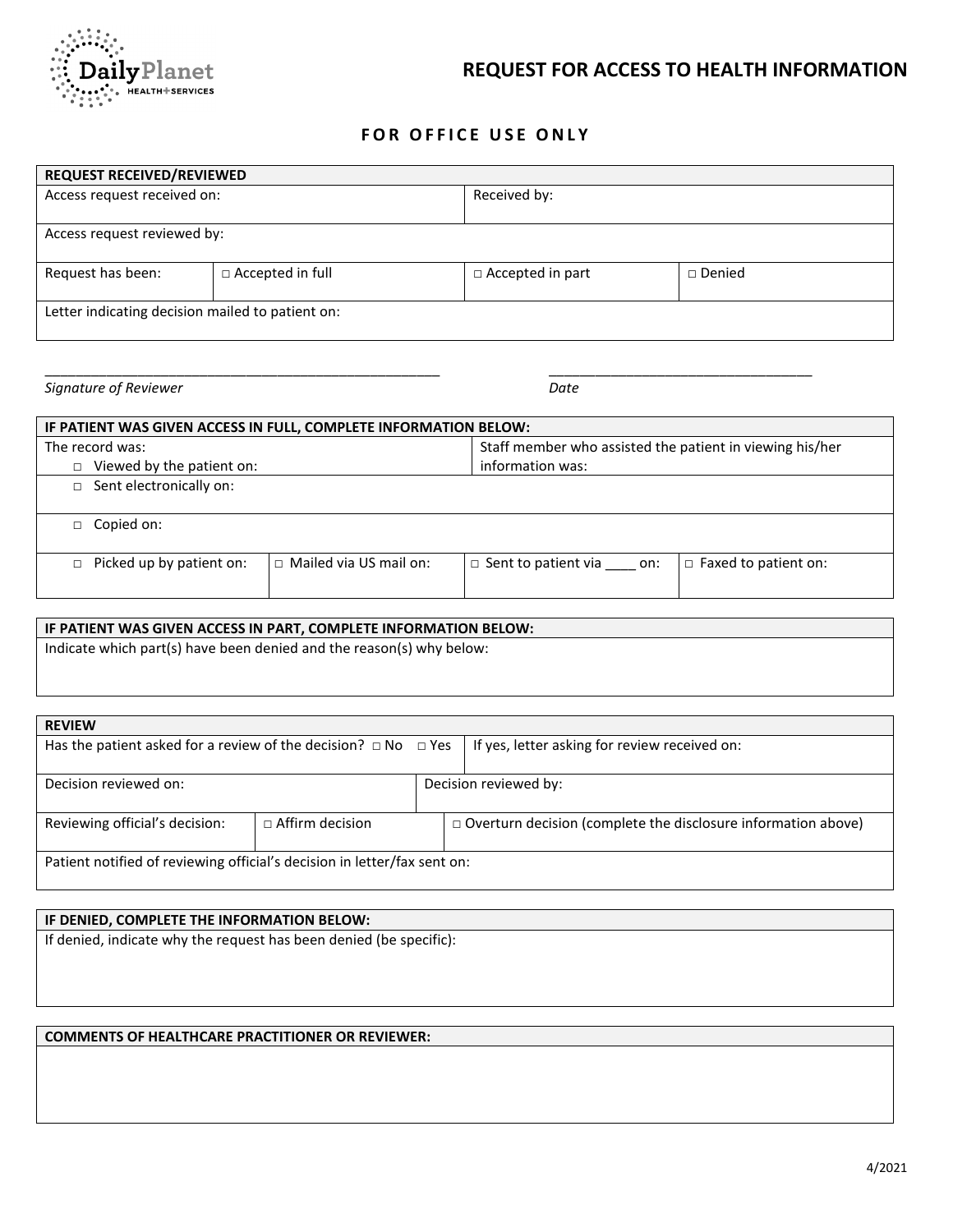# REQUEST FOR ACCESS TO HEALTH INFORMATION

## FOR OFFICE USE ONLY

| REQUEST RECEIVED/REVIEWED | | | |
|---|---|---|---|
| Access request received on: | | Received by: | |
| Access request reviewed by: | | | |
| Request has been: | □ Accepted in full | □ Accepted in part | □ Denied |
| Letter indicating decision mailed to patient on: | | | |

_____________________________________________________ ___________________________________

*Signature of Reviewer* *Date*

| IF PATIENT WAS GIVEN ACCESS IN FULL, COMPLETE INFORMATION BELOW: | | | |
|---|---|---|---|
| The record was: □ Viewed by the patient on: | | Staff member who assisted the patient in viewing his/her information was: | |
| □ Sent electronically on: | | | |
| □ Copied on: | | | |
| □ Picked up by patient on: | □ Mailed via US mail on: | □ Sent to patient via ____ on: | □ Faxed to patient on: |

| IF PATIENT WAS GIVEN ACCESS IN PART, COMPLETE INFORMATION BELOW: |
|---|
| Indicate which part(s) have been denied and the reason(s) why below: |

| REVIEW | | |
|---|---|---|
| Has the patient asked for a review of the decision? □ No □ Yes | | If yes, letter asking for review received on: |
| Decision reviewed on: | Decision reviewed by: | |
| Reviewing official's decision: | □ Affirm decision | □ Overturn decision (complete the disclosure information above) |
| Patient notified of reviewing official's decision in letter/fax sent on: | | |

| IF DENIED, COMPLETE THE INFORMATION BELOW: |
|---|
| If denied, indicate why the request has been denied (be specific): |

| COMMENTS OF HEALTHCARE PRACTITIONER OR REVIEWER: |
|---|
| |

4/2021